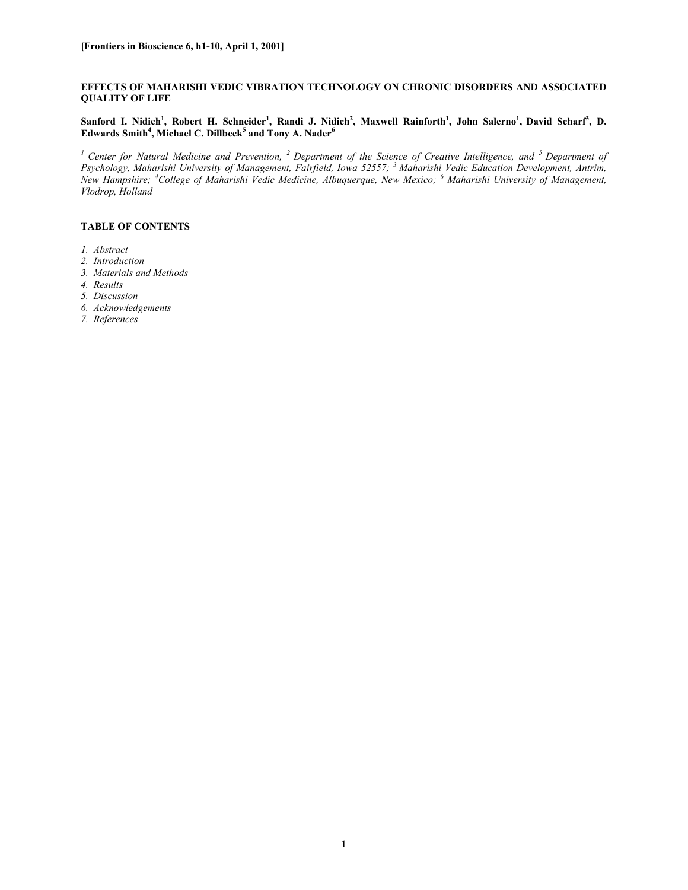[Frontiers in Bioscience 6, h1-10, April 1, 2001]

# EFFECTS OF MAHARISHI VEDIC VIBRATION TECHNOLOGY ON CHRONIC DISORDERS AND ASSOCIATED QUALITY OF LIFE

**Sanford I. Nidich[1], Robert H. Schneider[1], Randi J. Nidich[2], Maxwell Rainforth[1], John Salerno[1], David Scharf[3], D. Edwards Smith[4], Michael C. Dillbeck[5] and Tony A. Nader[6]**

*[1] Center for Natural Medicine and Prevention, [2] Department of the Science of Creative Intelligence, and [5] Department of Psychology, Maharishi University of Management, Fairfield, Iowa 52557; [3] Maharishi Vedic Education Development, Antrim, New Hampshire; [4] College of Maharishi Vedic Medicine, Albuquerque, New Mexico; [6] Maharishi University of Management, Vlodrop, Holland*

## TABLE OF CONTENTS

1. *Abstract*
2. *Introduction*
3. *Materials and Methods*
4. *Results*
5. *Discussion*
6. *Acknowledgements*
7. *References*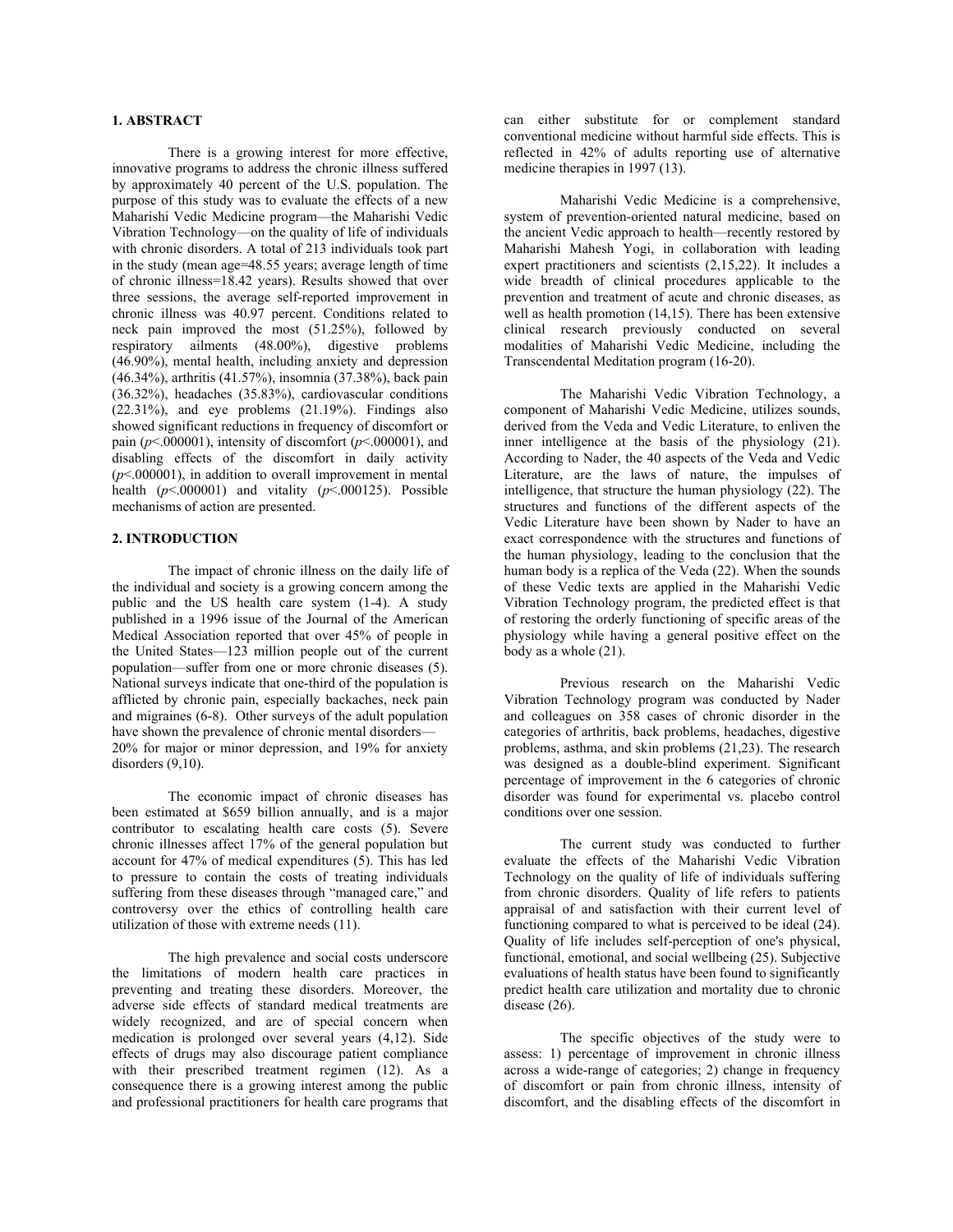## 1. ABSTRACT

There is a growing interest for more effective, innovative programs to address the chronic illness suffered by approximately 40 percent of the U.S. population. The purpose of this study was to evaluate the effects of a new Maharishi Vedic Medicine program—the Maharishi Vedic Vibration Technology—on the quality of life of individuals with chronic disorders. A total of 213 individuals took part in the study (mean age=48.55 years; average length of time of chronic illness=18.42 years). Results showed that over three sessions, the average self-reported improvement in chronic illness was 40.97 percent. Conditions related to neck pain improved the most (51.25%), followed by respiratory ailments (48.00%), digestive problems (46.90%), mental health, including anxiety and depression (46.34%), arthritis (41.57%), insomnia (37.38%), back pain (36.32%), headaches (35.83%), cardiovascular conditions (22.31%), and eye problems (21.19%). Findings also showed significant reductions in frequency of discomfort or pain ($p<.000001$), intensity of discomfort ($p<.000001$), and disabling effects of the discomfort in daily activity ($p<.000001$), in addition to overall improvement in mental health ($p<.000001$) and vitality ($p<.000125$). Possible mechanisms of action are presented.

## 2. INTRODUCTION

The impact of chronic illness on the daily life of the individual and society is a growing concern among the public and the US health care system (1-4). A study published in a 1996 issue of the Journal of the American Medical Association reported that over 45% of people in the United States—123 million people out of the current population—suffer from one or more chronic diseases (5). National surveys indicate that one-third of the population is afflicted by chronic pain, especially backaches, neck pain and migraines (6-8). Other surveys of the adult population have shown the prevalence of chronic mental disorders—20% for major or minor depression, and 19% for anxiety disorders (9,10).

The economic impact of chronic diseases has been estimated at $659 billion annually, and is a major contributor to escalating health care costs (5). Severe chronic illnesses affect 17% of the general population but account for 47% of medical expenditures (5). This has led to pressure to contain the costs of treating individuals suffering from these diseases through "managed care," and controversy over the ethics of controlling health care utilization of those with extreme needs (11).

The high prevalence and social costs underscore the limitations of modern health care practices in preventing and treating these disorders. Moreover, the adverse side effects of standard medical treatments are widely recognized, and are of special concern when medication is prolonged over several years (4,12). Side effects of drugs may also discourage patient compliance with their prescribed treatment regimen (12). As a consequence there is a growing interest among the public and professional practitioners for health care programs that can either substitute for or complement standard conventional medicine without harmful side effects. This is reflected in 42% of adults reporting use of alternative medicine therapies in 1997 (13).

Maharishi Vedic Medicine is a comprehensive, system of prevention-oriented natural medicine, based on the ancient Vedic approach to health—recently restored by Maharishi Mahesh Yogi, in collaboration with leading expert practitioners and scientists (2,15,22). It includes a wide breadth of clinical procedures applicable to the prevention and treatment of acute and chronic diseases, as well as health promotion (14,15). There has been extensive clinical research previously conducted on several modalities of Maharishi Vedic Medicine, including the Transcendental Meditation program (16-20).

The Maharishi Vedic Vibration Technology, a component of Maharishi Vedic Medicine, utilizes sounds, derived from the Veda and Vedic Literature, to enliven the inner intelligence at the basis of the physiology (21). According to Nader, the 40 aspects of the Veda and Vedic Literature, are the laws of nature, the impulses of intelligence, that structure the human physiology (22). The structures and functions of the different aspects of the Vedic Literature have been shown by Nader to have an exact correspondence with the structures and functions of the human physiology, leading to the conclusion that the human body is a replica of the Veda (22). When the sounds of these Vedic texts are applied in the Maharishi Vedic Vibration Technology program, the predicted effect is that of restoring the orderly functioning of specific areas of the physiology while having a general positive effect on the body as a whole (21).

Previous research on the Maharishi Vedic Vibration Technology program was conducted by Nader and colleagues on 358 cases of chronic disorder in the categories of arthritis, back problems, headaches, digestive problems, asthma, and skin problems (21,23). The research was designed as a double-blind experiment. Significant percentage of improvement in the 6 categories of chronic disorder was found for experimental vs. placebo control conditions over one session.

The current study was conducted to further evaluate the effects of the Maharishi Vedic Vibration Technology on the quality of life of individuals suffering from chronic disorders. Quality of life refers to patients appraisal of and satisfaction with their current level of functioning compared to what is perceived to be ideal (24). Quality of life includes self-perception of one's physical, functional, emotional, and social wellbeing (25). Subjective evaluations of health status have been found to significantly predict health care utilization and mortality due to chronic disease (26).

The specific objectives of the study were to assess: 1) percentage of improvement in chronic illness across a wide-range of categories; 2) change in frequency of discomfort or pain from chronic illness, intensity of discomfort, and the disabling effects of the discomfort in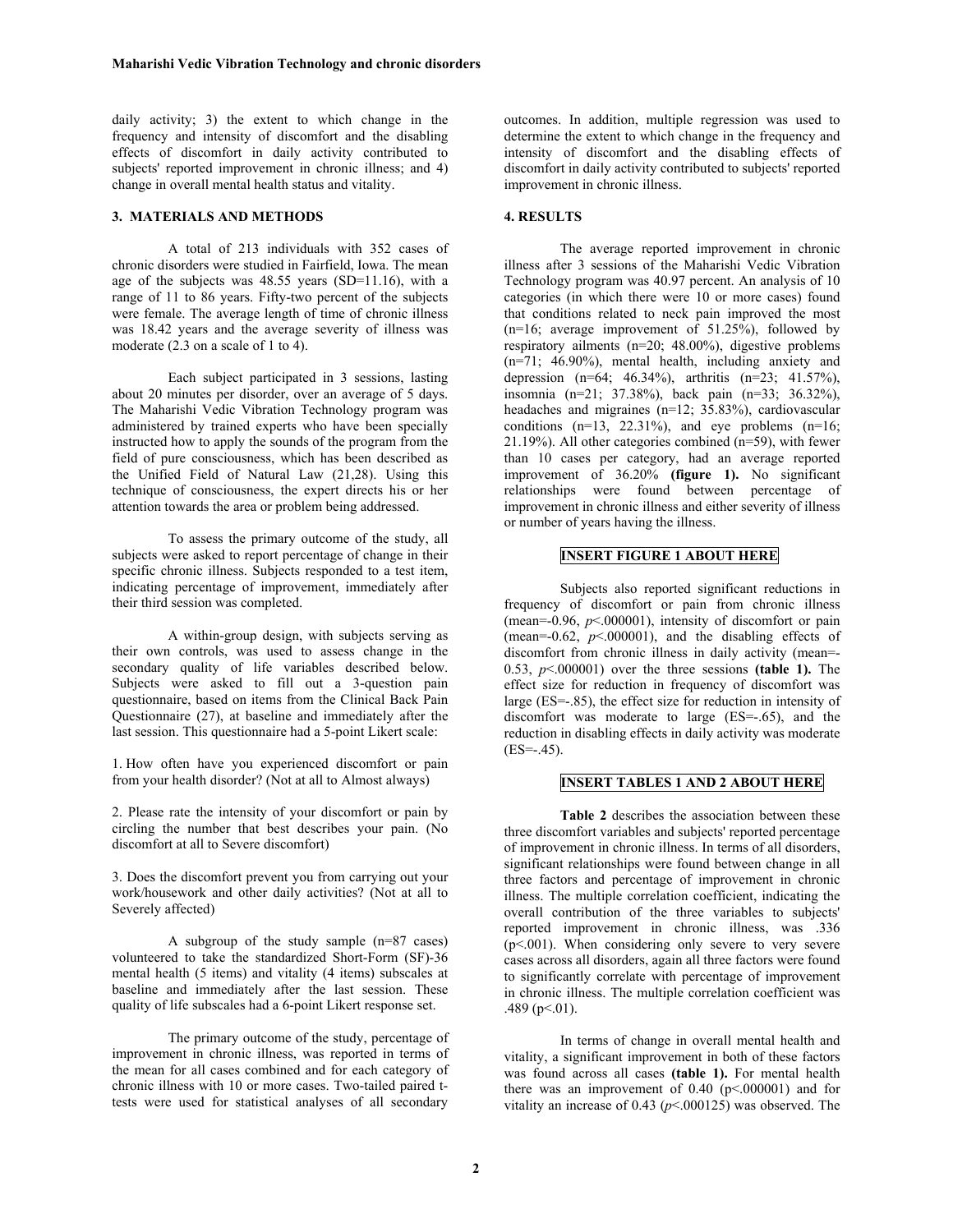daily activity; 3) the extent to which change in the frequency and intensity of discomfort and the disabling effects of discomfort in daily activity contributed to subjects' reported improvement in chronic illness; and 4) change in overall mental health status and vitality.

## 3. MATERIALS AND METHODS

A total of 213 individuals with 352 cases of chronic disorders were studied in Fairfield, Iowa. The mean age of the subjects was 48.55 years (SD=11.16), with a range of 11 to 86 years. Fifty-two percent of the subjects were female. The average length of time of chronic illness was 18.42 years and the average severity of illness was moderate (2.3 on a scale of 1 to 4).

Each subject participated in 3 sessions, lasting about 20 minutes per disorder, over an average of 5 days. The Maharishi Vedic Vibration Technology program was administered by trained experts who have been specially instructed how to apply the sounds of the program from the field of pure consciousness, which has been described as the Unified Field of Natural Law (21,28). Using this technique of consciousness, the expert directs his or her attention towards the area or problem being addressed.

To assess the primary outcome of the study, all subjects were asked to report percentage of change in their specific chronic illness. Subjects responded to a test item, indicating percentage of improvement, immediately after their third session was completed.

A within-group design, with subjects serving as their own controls, was used to assess change in the secondary quality of life variables described below. Subjects were asked to fill out a 3-question pain questionnaire, based on items from the Clinical Back Pain Questionnaire (27), at baseline and immediately after the last session. This questionnaire had a 5-point Likert scale:

1. How often have you experienced discomfort or pain from your health disorder? (Not at all to Almost always)

2. Please rate the intensity of your discomfort or pain by circling the number that best describes your pain. (No discomfort at all to Severe discomfort)

3. Does the discomfort prevent you from carrying out your work/housework and other daily activities? (Not at all to Severely affected)

A subgroup of the study sample (n=87 cases) volunteered to take the standardized Short-Form (SF)-36 mental health (5 items) and vitality (4 items) subscales at baseline and immediately after the last session. These quality of life subscales had a 6-point Likert response set.

The primary outcome of the study, percentage of improvement in chronic illness, was reported in terms of the mean for all cases combined and for each category of chronic illness with 10 or more cases. Two-tailed paired t-tests were used for statistical analyses of all secondary outcomes. In addition, multiple regression was used to determine the extent to which change in the frequency and intensity of discomfort and the disabling effects of discomfort in daily activity contributed to subjects' reported improvement in chronic illness.

## 4. RESULTS

The average reported improvement in chronic illness after 3 sessions of the Maharishi Vedic Vibration Technology program was 40.97 percent. An analysis of 10 categories (in which there were 10 or more cases) found that conditions related to neck pain improved the most (n=16; average improvement of 51.25%), followed by respiratory ailments (n=20; 48.00%), digestive problems (n=71; 46.90%), mental health, including anxiety and depression (n=64; 46.34%), arthritis (n=23; 41.57%), insomnia (n=21; 37.38%), back pain (n=33; 36.32%), headaches and migraines (n=12; 35.83%), cardiovascular conditions (n=13, 22.31%), and eye problems (n=16; 21.19%). All other categories combined (n=59), with fewer than 10 cases per category, had an average reported improvement of 36.20% **(figure 1).** No significant relationships were found between percentage of improvement in chronic illness and either severity of illness or number of years having the illness.

**INSERT FIGURE 1 ABOUT HERE**

Subjects also reported significant reductions in frequency of discomfort or pain from chronic illness (mean=-0.96, $p$<.000001), intensity of discomfort or pain (mean=-0.62, $p$<.000001), and the disabling effects of discomfort from chronic illness in daily activity (mean=-0.53, $p$<.000001) over the three sessions **(table 1).** The effect size for reduction in frequency of discomfort was large (ES=-.85), the effect size for reduction in intensity of discomfort was moderate to large (ES=-.65), and the reduction in disabling effects in daily activity was moderate (ES=-.45).

**INSERT TABLES 1 AND 2 ABOUT HERE**

**Table 2** describes the association between these three discomfort variables and subjects' reported percentage of improvement in chronic illness. In terms of all disorders, significant relationships were found between change in all three factors and percentage of improvement in chronic illness. The multiple correlation coefficient, indicating the overall contribution of the three variables to subjects' reported improvement in chronic illness, was .336 (p<.001). When considering only severe to very severe cases across all disorders, again all three factors were found to significantly correlate with percentage of improvement in chronic illness. The multiple correlation coefficient was .489 (p<.01).

In terms of change in overall mental health and vitality, a significant improvement in both of these factors was found across all cases **(table 1).** For mental health there was an improvement of 0.40 (p<.000001) and for vitality an increase of 0.43 ($p$<.000125) was observed. The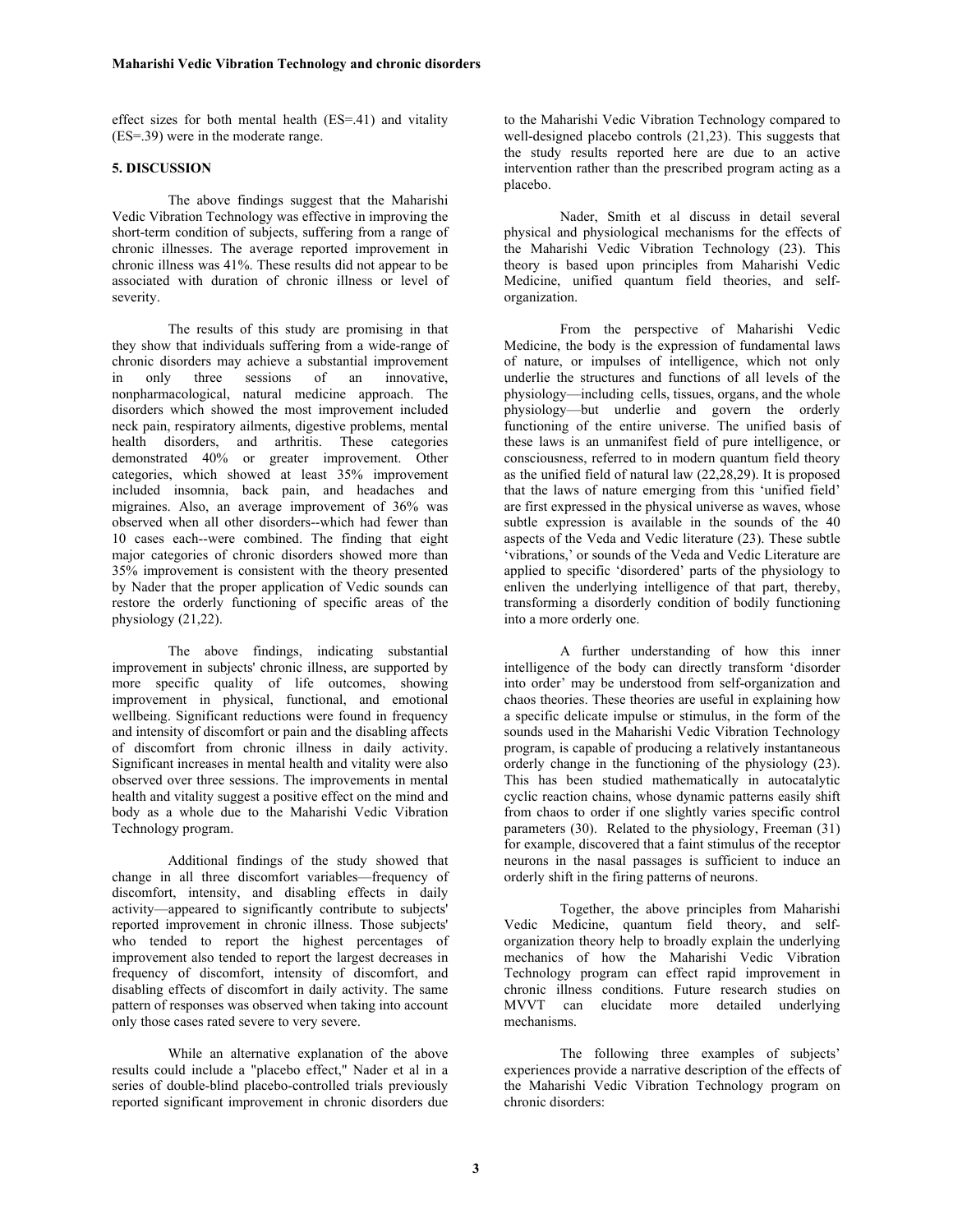effect sizes for both mental health (ES=.41) and vitality (ES=.39) were in the moderate range.

## 5. DISCUSSION

The above findings suggest that the Maharishi Vedic Vibration Technology was effective in improving the short-term condition of subjects, suffering from a range of chronic illnesses. The average reported improvement in chronic illness was 41%. These results did not appear to be associated with duration of chronic illness or level of severity.

The results of this study are promising in that they show that individuals suffering from a wide-range of chronic disorders may achieve a substantial improvement in only three sessions of an innovative, nonpharmacological, natural medicine approach. The disorders which showed the most improvement included neck pain, respiratory ailments, digestive problems, mental health disorders, and arthritis. These categories demonstrated 40% or greater improvement. Other categories, which showed at least 35% improvement included insomnia, back pain, and headaches and migraines. Also, an average improvement of 36% was observed when all other disorders--which had fewer than 10 cases each--were combined. The finding that eight major categories of chronic disorders showed more than 35% improvement is consistent with the theory presented by Nader that the proper application of Vedic sounds can restore the orderly functioning of specific areas of the physiology (21,22).

The above findings, indicating substantial improvement in subjects' chronic illness, are supported by more specific quality of life outcomes, showing improvement in physical, functional, and emotional wellbeing. Significant reductions were found in frequency and intensity of discomfort or pain and the disabling affects of discomfort from chronic illness in daily activity. Significant increases in mental health and vitality were also observed over three sessions. The improvements in mental health and vitality suggest a positive effect on the mind and body as a whole due to the Maharishi Vedic Vibration Technology program.

Additional findings of the study showed that change in all three discomfort variables—frequency of discomfort, intensity, and disabling effects in daily activity—appeared to significantly contribute to subjects' reported improvement in chronic illness. Those subjects' who tended to report the highest percentages of improvement also tended to report the largest decreases in frequency of discomfort, intensity of discomfort, and disabling effects of discomfort in daily activity. The same pattern of responses was observed when taking into account only those cases rated severe to very severe.

While an alternative explanation of the above results could include a "placebo effect," Nader et al in a series of double-blind placebo-controlled trials previously reported significant improvement in chronic disorders due to the Maharishi Vedic Vibration Technology compared to well-designed placebo controls (21,23). This suggests that the study results reported here are due to an active intervention rather than the prescribed program acting as a placebo.

Nader, Smith et al discuss in detail several physical and physiological mechanisms for the effects of the Maharishi Vedic Vibration Technology (23). This theory is based upon principles from Maharishi Vedic Medicine, unified quantum field theories, and self-organization.

From the perspective of Maharishi Vedic Medicine, the body is the expression of fundamental laws of nature, or impulses of intelligence, which not only underlie the structures and functions of all levels of the physiology—including cells, tissues, organs, and the whole physiology—but underlie and govern the orderly functioning of the entire universe. The unified basis of these laws is an unmanifest field of pure intelligence, or consciousness, referred to in modern quantum field theory as the unified field of natural law (22,28,29). It is proposed that the laws of nature emerging from this 'unified field' are first expressed in the physical universe as waves, whose subtle expression is available in the sounds of the 40 aspects of the Veda and Vedic literature (23). These subtle 'vibrations,' or sounds of the Veda and Vedic Literature are applied to specific 'disordered' parts of the physiology to enliven the underlying intelligence of that part, thereby, transforming a disorderly condition of bodily functioning into a more orderly one.

A further understanding of how this inner intelligence of the body can directly transform 'disorder into order' may be understood from self-organization and chaos theories. These theories are useful in explaining how a specific delicate impulse or stimulus, in the form of the sounds used in the Maharishi Vedic Vibration Technology program, is capable of producing a relatively instantaneous orderly change in the functioning of the physiology (23). This has been studied mathematically in autocatalytic cyclic reaction chains, whose dynamic patterns easily shift from chaos to order if one slightly varies specific control parameters (30). Related to the physiology, Freeman (31) for example, discovered that a faint stimulus of the receptor neurons in the nasal passages is sufficient to induce an orderly shift in the firing patterns of neurons.

Together, the above principles from Maharishi Vedic Medicine, quantum field theory, and self-organization theory help to broadly explain the underlying mechanics of how the Maharishi Vedic Vibration Technology program can effect rapid improvement in chronic illness conditions. Future research studies on MVVT can elucidate more detailed underlying mechanisms.

The following three examples of subjects' experiences provide a narrative description of the effects of the Maharishi Vedic Vibration Technology program on chronic disorders: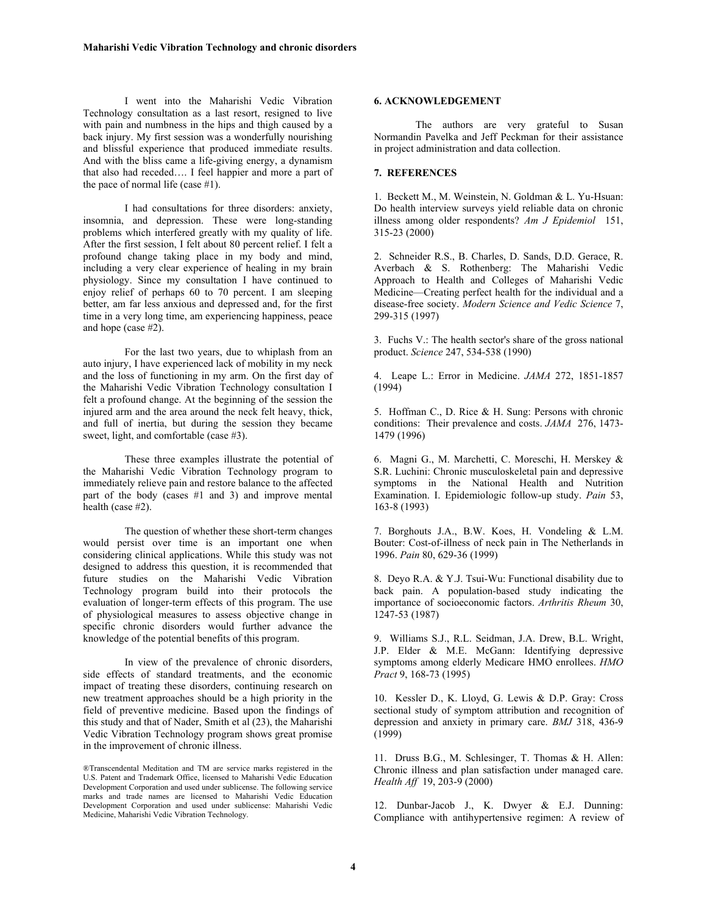I went into the Maharishi Vedic Vibration Technology consultation as a last resort, resigned to live with pain and numbness in the hips and thigh caused by a back injury. My first session was a wonderfully nourishing and blissful experience that produced immediate results. And with the bliss came a life-giving energy, a dynamism that also had receded…. I feel happier and more a part of the pace of normal life (case #1).

I had consultations for three disorders: anxiety, insomnia, and depression. These were long-standing problems which interfered greatly with my quality of life. After the first session, I felt about 80 percent relief. I felt a profound change taking place in my body and mind, including a very clear experience of healing in my brain physiology. Since my consultation I have continued to enjoy relief of perhaps 60 to 70 percent. I am sleeping better, am far less anxious and depressed and, for the first time in a very long time, am experiencing happiness, peace and hope (case #2).

For the last two years, due to whiplash from an auto injury, I have experienced lack of mobility in my neck and the loss of functioning in my arm. On the first day of the Maharishi Vedic Vibration Technology consultation I felt a profound change. At the beginning of the session the injured arm and the area around the neck felt heavy, thick, and full of inertia, but during the session they became sweet, light, and comfortable (case #3).

These three examples illustrate the potential of the Maharishi Vedic Vibration Technology program to immediately relieve pain and restore balance to the affected part of the body (cases #1 and 3) and improve mental health (case #2).

The question of whether these short-term changes would persist over time is an important one when considering clinical applications. While this study was not designed to address this question, it is recommended that future studies on the Maharishi Vedic Vibration Technology program build into their protocols the evaluation of longer-term effects of this program. The use of physiological measures to assess objective change in specific chronic disorders would further advance the knowledge of the potential benefits of this program.

In view of the prevalence of chronic disorders, side effects of standard treatments, and the economic impact of treating these disorders, continuing research on new treatment approaches should be a high priority in the field of preventive medicine. Based upon the findings of this study and that of Nader, Smith et al (23), the Maharishi Vedic Vibration Technology program shows great promise in the improvement of chronic illness.

®Transcendental Meditation and TM are service marks registered in the U.S. Patent and Trademark Office, licensed to Maharishi Vedic Education Development Corporation and used under sublicense. The following service marks and trade names are licensed to Maharishi Vedic Education Development Corporation and used under sublicense: Maharishi Vedic Medicine, Maharishi Vedic Vibration Technology.

## 6. ACKNOWLEDGEMENT

The authors are very grateful to Susan Normandin Pavelka and Jeff Peckman for their assistance in project administration and data collection.

## 7. REFERENCES

1. Beckett M., M. Weinstein, N. Goldman & L. Yu-Hsuan: Do health interview surveys yield reliable data on chronic illness among older respondents? *Am J Epidemiol* 151, 315-23 (2000)

2. Schneider R.S., B. Charles, D. Sands, D.D. Gerace, R. Averbach & S. Rothenberg: The Maharishi Vedic Approach to Health and Colleges of Maharishi Vedic Medicine—Creating perfect health for the individual and a disease-free society. *Modern Science and Vedic Science* 7, 299-315 (1997)

3. Fuchs V.: The health sector's share of the gross national product. *Science* 247, 534-538 (1990)

4. Leape L.: Error in Medicine. *JAMA* 272, 1851-1857 (1994)

5. Hoffman C., D. Rice & H. Sung: Persons with chronic conditions: Their prevalence and costs. *JAMA* 276, 1473-1479 (1996)

6. Magni G., M. Marchetti, C. Moreschi, H. Merskey & S.R. Luchini: Chronic musculoskeletal pain and depressive symptoms in the National Health and Nutrition Examination. I. Epidemiologic follow-up study. *Pain* 53, 163-8 (1993)

7. Borghouts J.A., B.W. Koes, H. Vondeling & L.M. Bouter: Cost-of-illness of neck pain in The Netherlands in 1996. *Pain* 80, 629-36 (1999)

8. Deyo R.A. & Y.J. Tsui-Wu: Functional disability due to back pain. A population-based study indicating the importance of socioeconomic factors. *Arthritis Rheum* 30, 1247-53 (1987)

9. Williams S.J., R.L. Seidman, J.A. Drew, B.L. Wright, J.P. Elder & M.E. McGann: Identifying depressive symptoms among elderly Medicare HMO enrollees. *HMO Pract* 9, 168-73 (1995)

10. Kessler D., K. Lloyd, G. Lewis & D.P. Gray: Cross sectional study of symptom attribution and recognition of depression and anxiety in primary care. *BMJ* 318, 436-9 (1999)

11. Druss B.G., M. Schlesinger, T. Thomas & H. Allen: Chronic illness and plan satisfaction under managed care. *Health Aff* 19, 203-9 (2000)

12. Dunbar-Jacob J., K. Dwyer & E.J. Dunning: Compliance with antihypertensive regimen: A review of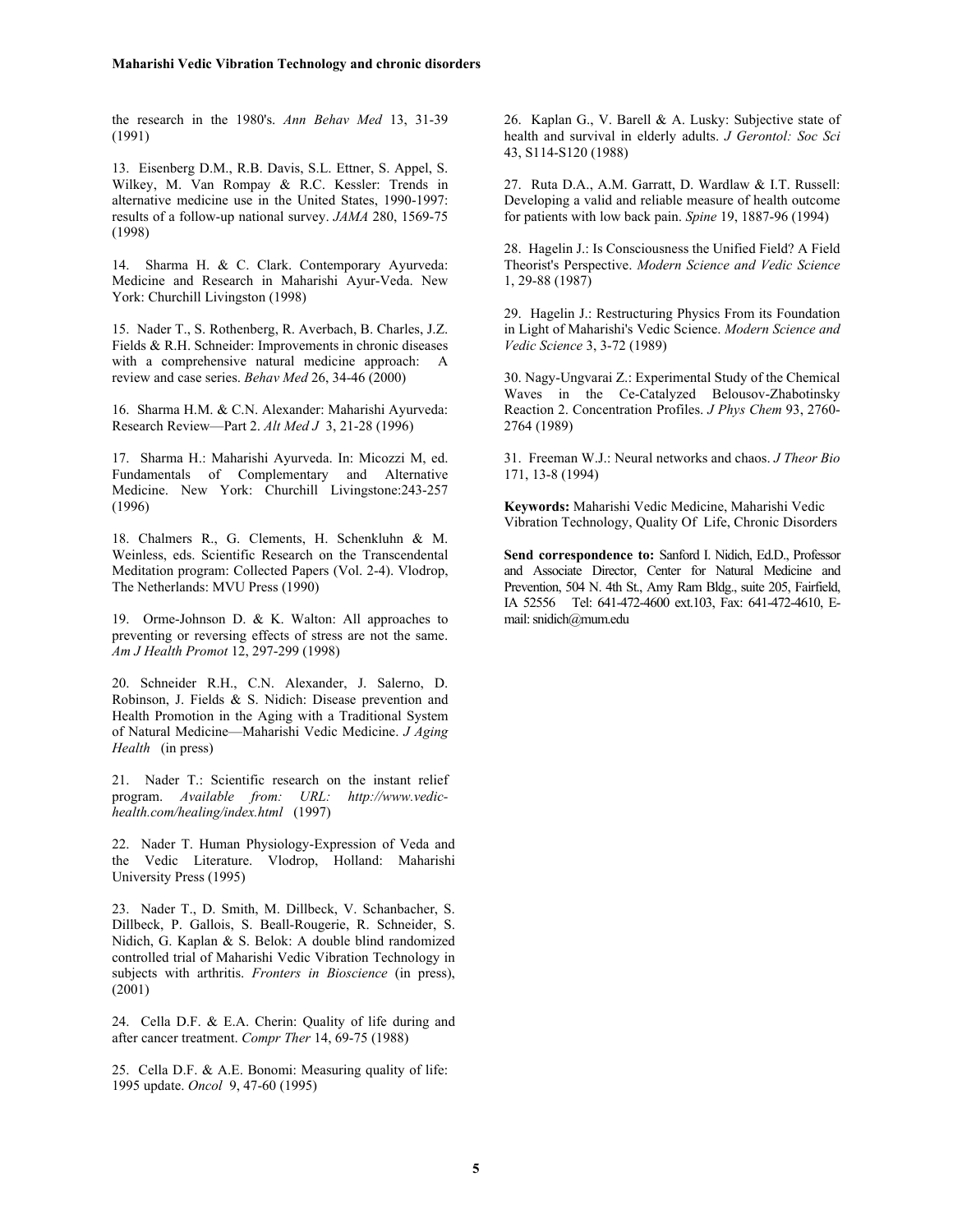the research in the 1980's. *Ann Behav Med* 13, 31-39 (1991)

13. Eisenberg D.M., R.B. Davis, S.L. Ettner, S. Appel, S. Wilkey, M. Van Rompay & R.C. Kessler: Trends in alternative medicine use in the United States, 1990-1997: results of a follow-up national survey. *JAMA* 280, 1569-75 (1998)

14. Sharma H. & C. Clark. Contemporary Ayurveda: Medicine and Research in Maharishi Ayur-Veda. New York: Churchill Livingston (1998)

15. Nader T., S. Rothenberg, R. Averbach, B. Charles, J.Z. Fields & R.H. Schneider: Improvements in chronic diseases with a comprehensive natural medicine approach: A review and case series. *Behav Med* 26, 34-46 (2000)

16. Sharma H.M. & C.N. Alexander: Maharishi Ayurveda: Research Review—Part 2. *Alt Med J* 3, 21-28 (1996)

17. Sharma H.: Maharishi Ayurveda. In: Micozzi M, ed. Fundamentals of Complementary and Alternative Medicine. New York: Churchill Livingstone:243-257 (1996)

18. Chalmers R., G. Clements, H. Schenkluhn & M. Weinless, eds. Scientific Research on the Transcendental Meditation program: Collected Papers (Vol. 2-4). Vlodrop, The Netherlands: MVU Press (1990)

19. Orme-Johnson D. & K. Walton: All approaches to preventing or reversing effects of stress are not the same. *Am J Health Promot* 12, 297-299 (1998)

20. Schneider R.H., C.N. Alexander, J. Salerno, D. Robinson, J. Fields & S. Nidich: Disease prevention and Health Promotion in the Aging with a Traditional System of Natural Medicine—Maharishi Vedic Medicine. *J Aging Health* (in press)

21. Nader T.: Scientific research on the instant relief program. *Available from: URL: http://www.vedic-health.com/healing/index.html* (1997)

22. Nader T. Human Physiology-Expression of Veda and the Vedic Literature. Vlodrop, Holland: Maharishi University Press (1995)

23. Nader T., D. Smith, M. Dillbeck, V. Schanbacher, S. Dillbeck, P. Gallois, S. Beall-Rougerie, R. Schneider, S. Nidich, G. Kaplan & S. Belok: A double blind randomized controlled trial of Maharishi Vedic Vibration Technology in subjects with arthritis. *Fronters in Bioscience* (in press), (2001)

24. Cella D.F. & E.A. Cherin: Quality of life during and after cancer treatment. *Compr Ther* 14, 69-75 (1988)

25. Cella D.F. & A.E. Bonomi: Measuring quality of life: 1995 update. *Oncol* 9, 47-60 (1995)

26. Kaplan G., V. Barell & A. Lusky: Subjective state of health and survival in elderly adults. *J Gerontol: Soc Sci* 43, S114-S120 (1988)

27. Ruta D.A., A.M. Garratt, D. Wardlaw & I.T. Russell: Developing a valid and reliable measure of health outcome for patients with low back pain. *Spine* 19, 1887-96 (1994)

28. Hagelin J.: Is Consciousness the Unified Field? A Field Theorist's Perspective. *Modern Science and Vedic Science* 1, 29-88 (1987)

29. Hagelin J.: Restructuring Physics From its Foundation in Light of Maharishi's Vedic Science. *Modern Science and Vedic Science* 3, 3-72 (1989)

30. Nagy-Ungvarai Z.: Experimental Study of the Chemical Waves in the Ce-Catalyzed Belousov-Zhabotinsky Reaction 2. Concentration Profiles. *J Phys Chem* 93, 2760-2764 (1989)

31. Freeman W.J.: Neural networks and chaos. *J Theor Bio* 171, 13-8 (1994)

**Keywords:** Maharishi Vedic Medicine, Maharishi Vedic Vibration Technology, Quality Of Life, Chronic Disorders

**Send correspondence to:** Sanford I. Nidich, Ed.D., Professor and Associate Director, Center for Natural Medicine and Prevention, 504 N. 4th St., Amy Ram Bldg., suite 205, Fairfield, IA 52556 Tel: 641-472-4600 ext.103, Fax: 641-472-4610, E-mail: snidich@mum.edu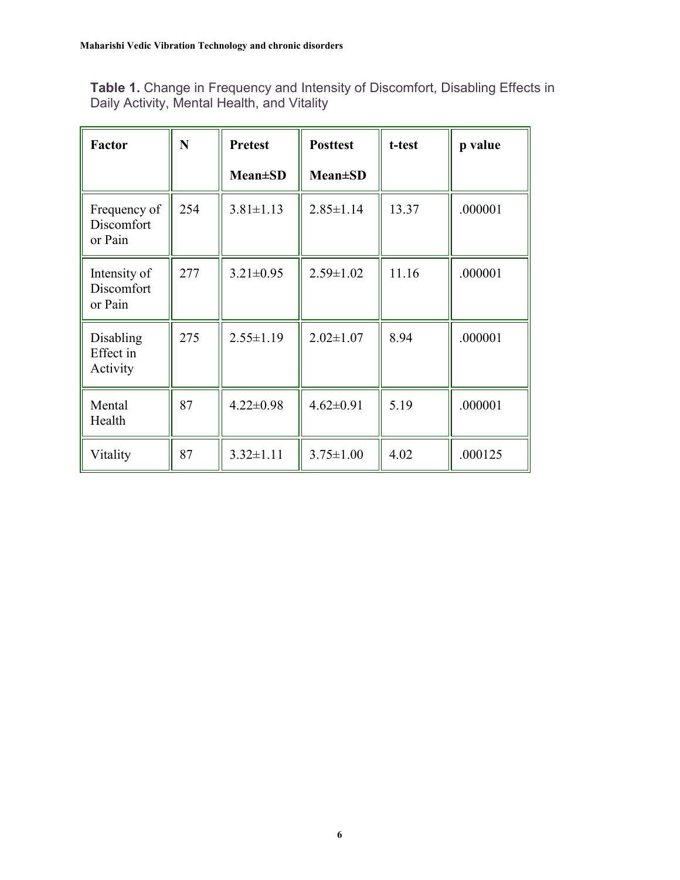**Table 1.** Change in Frequency and Intensity of Discomfort, Disabling Effects in Daily Activity, Mental Health, and Vitality

| Factor | N | Pretest Mean±SD | Posttest Mean±SD | t-test | p value |
|---|---|---|---|---|---|
| Frequency of Discomfort or Pain | 254 | 3.81±1.13 | 2.85±1.14 | 13.37 | .000001 |
| Intensity of Discomfort or Pain | 277 | 3.21±0.95 | 2.59±1.02 | 11.16 | .000001 |
| Disabling Effect in Activity | 275 | 2.55±1.19 | 2.02±1.07 | 8.94 | .000001 |
| Mental Health | 87 | 4.22±0.98 | 4.62±0.91 | 5.19 | .000001 |
| Vitality | 87 | 3.32±1.11 | 3.75±1.00 | 4.02 | .000125 |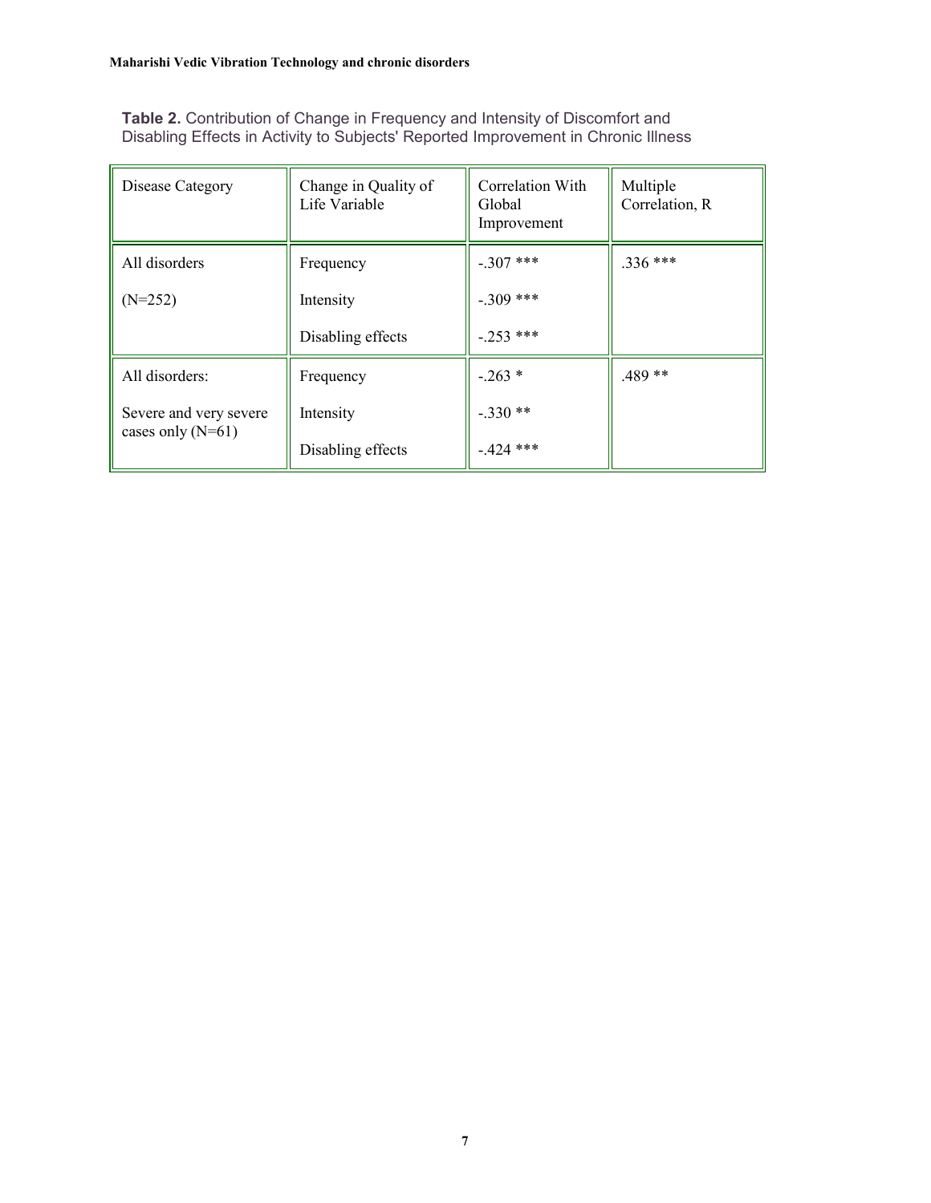**Table 2.** Contribution of Change in Frequency and Intensity of Discomfort and Disabling Effects in Activity to Subjects' Reported Improvement in Chronic Illness

| Disease Category | Change in Quality of Life Variable | Correlation With Global Improvement | Multiple Correlation, R |
|---|---|---|---|
| All disorders (N=252) | Frequency | -.307 *** | .336 *** |
| | Intensity | -.309 *** | |
| | Disabling effects | -.253 *** | |
| All disorders: Severe and very severe cases only (N=61) | Frequency | -.263 * | .489 ** |
| | Intensity | -.330 ** | |
| | Disabling effects | -.424 *** | |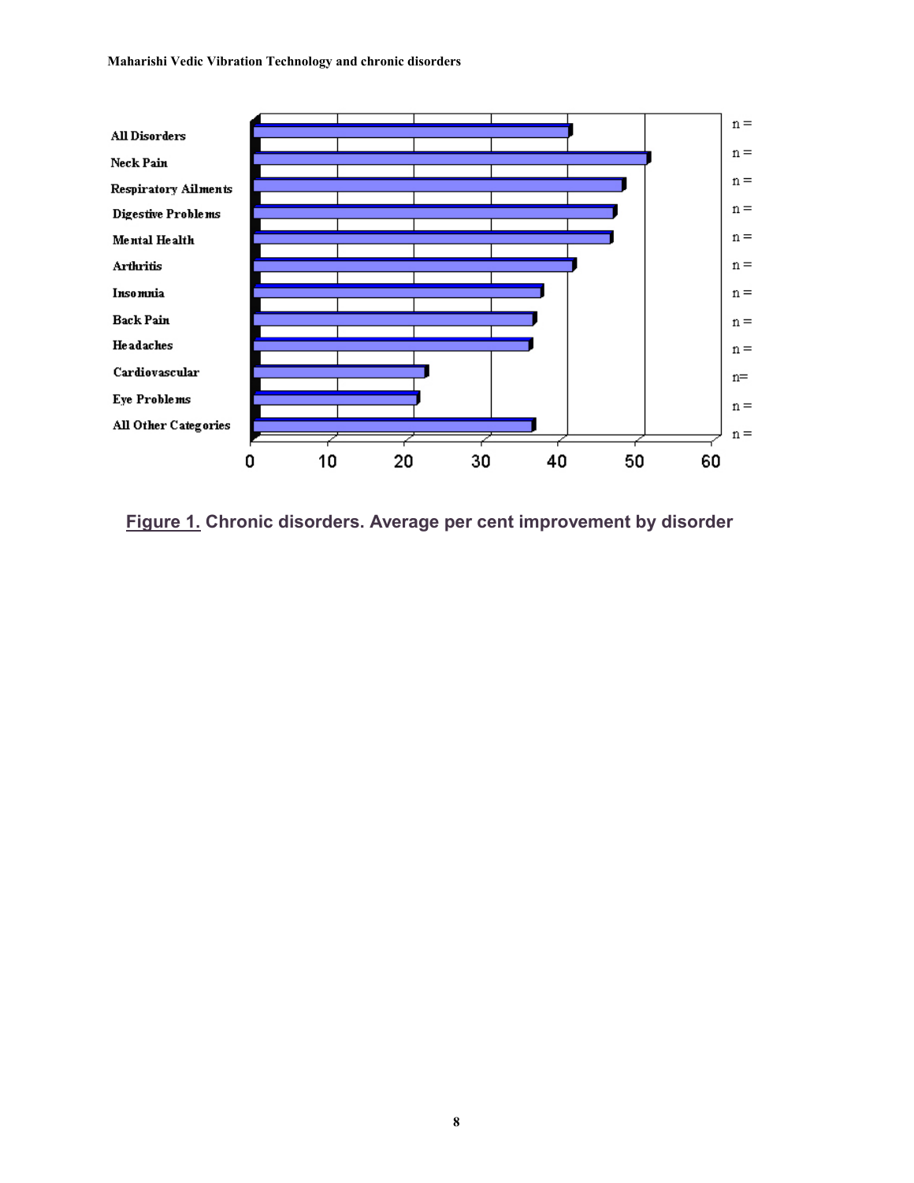All Disorders

Neck Pain

Respiratory Ailments

Digestive Problems

Mental Health

Arthritis

Insomnia

Back Pain

Headaches

Cardiovascular

Eye Problems

All Other Categories

0 10 20 30 40 50 60

n =

n =

n =

n =

n =

n =

n =

n =

n =

n=

n =

n =

**Figure 1. Chronic disorders. Average per cent improvement by disorder**